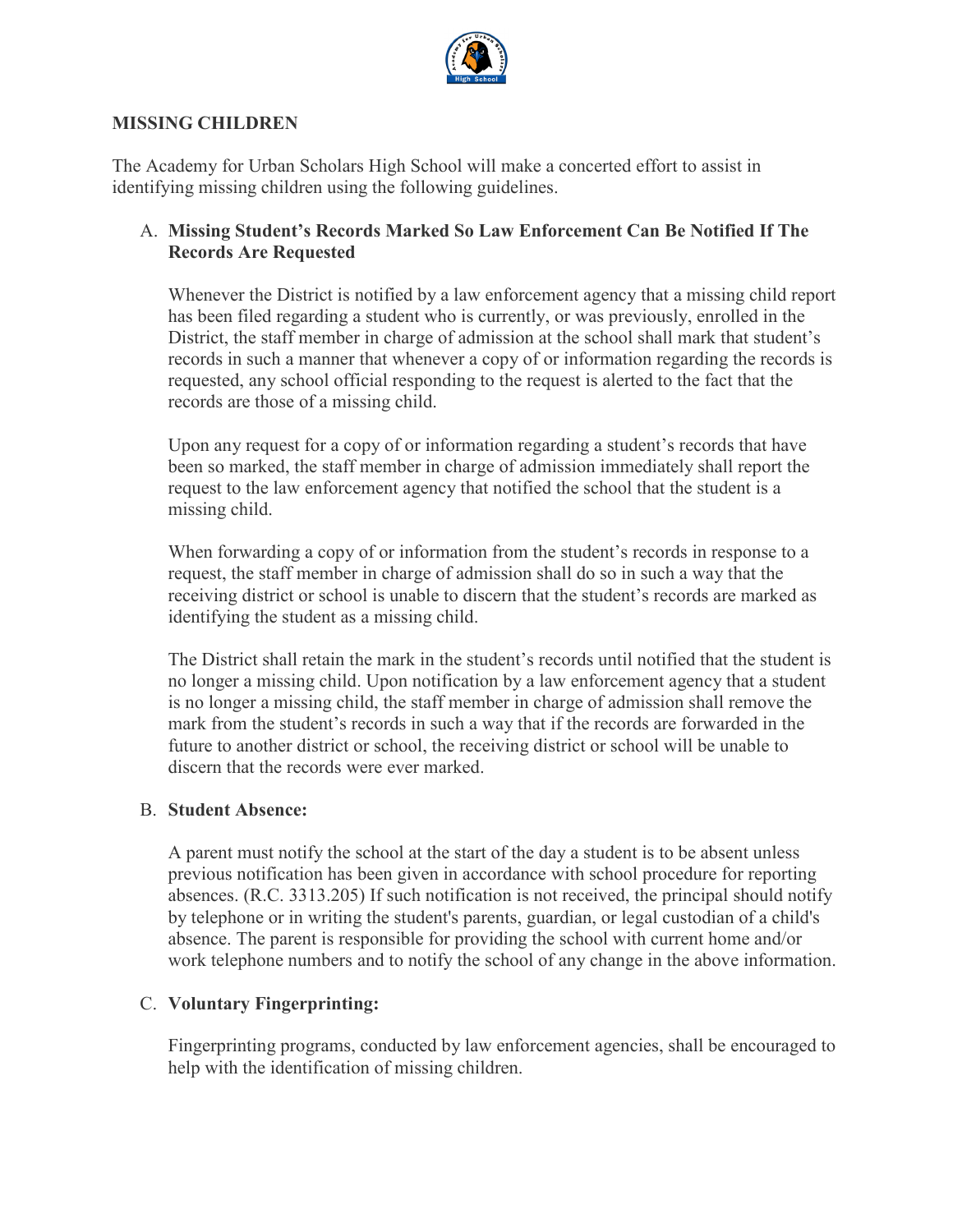## MISSING CHILDREN

The Academy for Urban Scholars High School will make a concerted effort to assist in identifying missing children using the following guidelines.

A. **Missing Student's Records Marked So Law Enforcement Can Be Notified If The Records Are Requested**

   Whenever the District is notified by a law enforcement agency that a missing child report has been filed regarding a student who is currently, or was previously, enrolled in the District, the staff member in charge of admission at the school shall mark that student's records in such a manner that whenever a copy of or information regarding the records is requested, any school official responding to the request is alerted to the fact that the records are those of a missing child.

   Upon any request for a copy of or information regarding a student's records that have been so marked, the staff member in charge of admission immediately shall report the request to the law enforcement agency that notified the school that the student is a missing child.

   When forwarding a copy of or information from the student's records in response to a request, the staff member in charge of admission shall do so in such a way that the receiving district or school is unable to discern that the student's records are marked as identifying the student as a missing child.

   The District shall retain the mark in the student's records until notified that the student is no longer a missing child. Upon notification by a law enforcement agency that a student is no longer a missing child, the staff member in charge of admission shall remove the mark from the student's records in such a way that if the records are forwarded in the future to another district or school, the receiving district or school will be unable to discern that the records were ever marked.

B. **Student Absence:**

   A parent must notify the school at the start of the day a student is to be absent unless previous notification has been given in accordance with school procedure for reporting absences. (R.C. 3313.205) If such notification is not received, the principal should notify by telephone or in writing the student's parents, guardian, or legal custodian of a child's absence. The parent is responsible for providing the school with current home and/or work telephone numbers and to notify the school of any change in the above information.

C. **Voluntary Fingerprinting:**

   Fingerprinting programs, conducted by law enforcement agencies, shall be encouraged to help with the identification of missing children.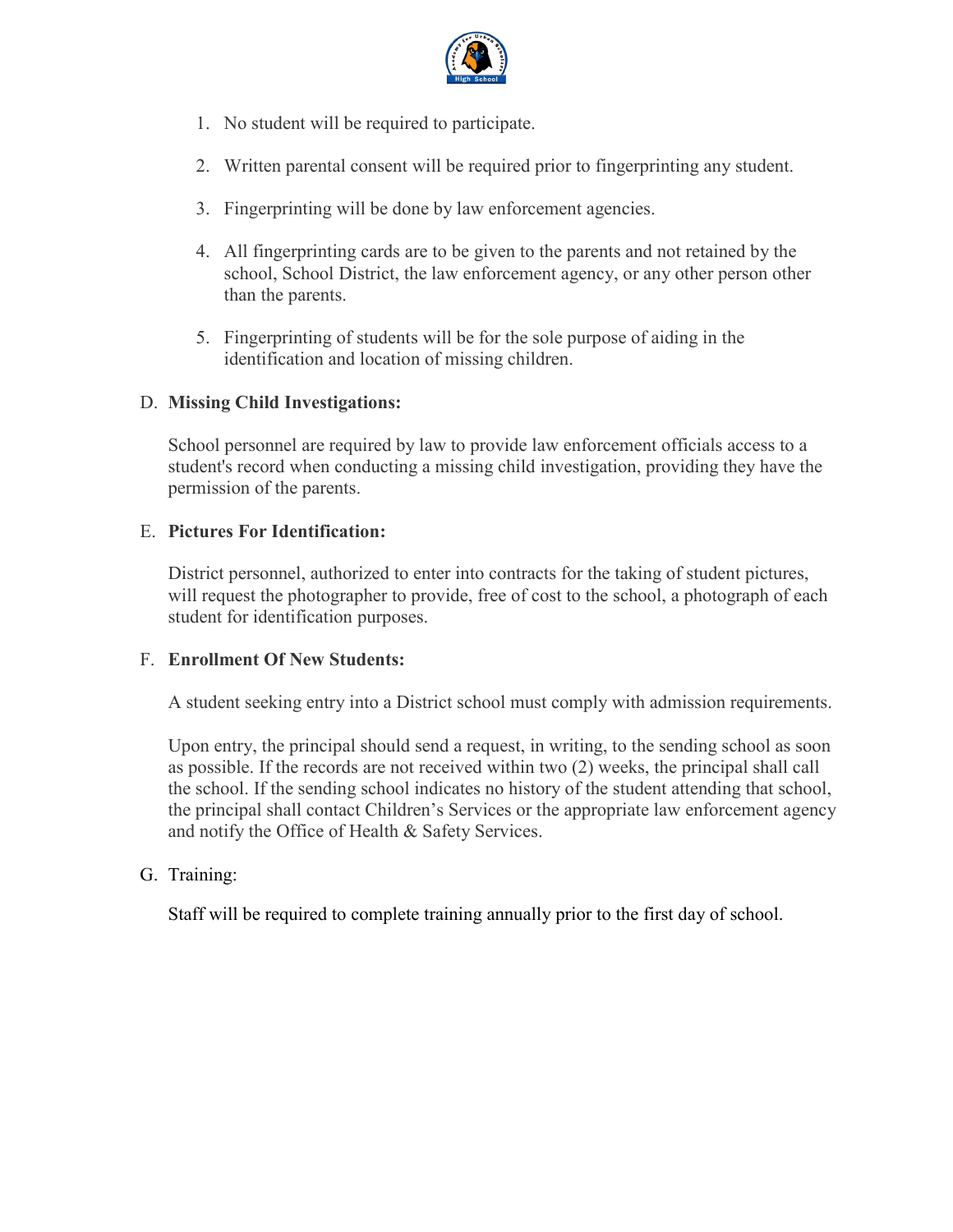1. No student will be required to participate.
2. Written parental consent will be required prior to fingerprinting any student.
3. Fingerprinting will be done by law enforcement agencies.
4. All fingerprinting cards are to be given to the parents and not retained by the school, School District, the law enforcement agency, or any other person other than the parents.
5. Fingerprinting of students will be for the sole purpose of aiding in the identification and location of missing children.

D. **Missing Child Investigations:**

School personnel are required by law to provide law enforcement officials access to a student's record when conducting a missing child investigation, providing they have the permission of the parents.

E. **Pictures For Identification:**

District personnel, authorized to enter into contracts for the taking of student pictures, will request the photographer to provide, free of cost to the school, a photograph of each student for identification purposes.

F. **Enrollment Of New Students:**

A student seeking entry into a District school must comply with admission requirements.

Upon entry, the principal should send a request, in writing, to the sending school as soon as possible. If the records are not received within two (2) weeks, the principal shall call the school. If the sending school indicates no history of the student attending that school, the principal shall contact Children's Services or the appropriate law enforcement agency and notify the Office of Health & Safety Services.

G. Training:

Staff will be required to complete training annually prior to the first day of school.